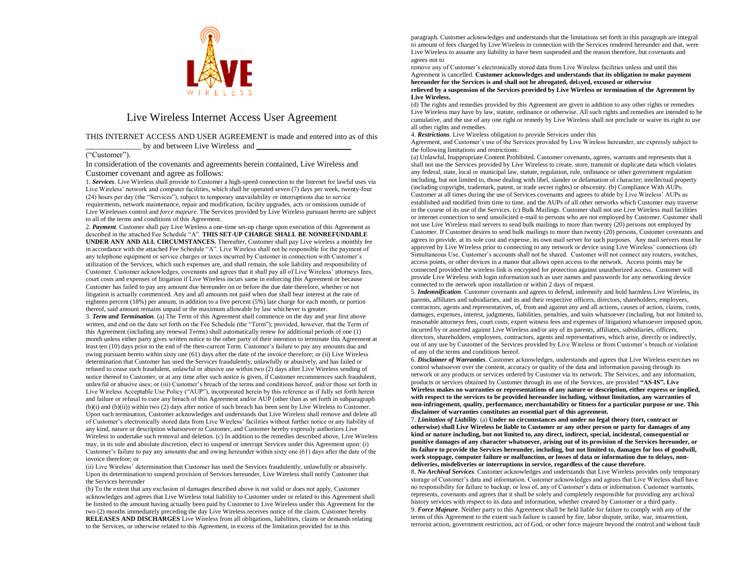# Live Wireless Internet Access User Agreement

THIS INTERNET ACCESS AND USER AGREEMENT is made and entered into as of this _______________ by and between Live Wireless and _______________________ ("Customer").

In consideration of the covenants and agreements herein contained, Live Wireless and Customer covenant and agree as follows:

1. ***Services***. Live Wireless shall provide to Customer a high-speed connection to the Internet for lawful uses via Live Wireless' network and computer facilities, which shall be operated seven (7) days per week, twenty-four (24) hours per day (the "Services"), subject to temporary unavailability or interruptions due to service requirements, network maintenance, repair and modification, facility upgrades, acts or omissions outside of Live Wirelesses control and *force majeure*. The Services provided by Live Wireless pursuant hereto are subject to all of the terms and conditions of this Agreement.

2. ***Payment***. Customer shall pay Live Wireless a one-time set-up charge upon execution of this Agreement as described in the attached Fee Schedule "A". **THIS SET-UP CHARGE SHALL BE NONREFUNDABLE UNDER ANY AND ALL CIRCUMSTANCES.** Thereafter, Customer shall pay Live wireless a monthly fee in accordance with the attached Fee Schedule "A". Live Wireless shall not be responsible for the payment of any telephone equipment or service charges or taxes incurred by Customer in connection with Customer's utilization of the Services, which such expenses are, and shall remain, the sole liability and responsibility of Customer. Customer acknowledges, covenants and agrees that it shall pay all of Live Wireless' attorneys fees, court costs and expenses of litigation if Live Wireless incurs same in enforcing this Agreement or because Customer has failed to pay any amount due hereunder on or before the due date therefore, whether or not litigation is actually commenced. Any and all amounts not paid when due shall bear interest at the rate of eighteen percent (18%) per annum, in addition to a five percent (5%) late charge for each month, or portion thereof, said amount remains unpaid or the maximum allowable by law whichever is greater.

3. ***Term and Termination***. (a) The Term of this Agreement shall commence on the day and year first above written, and end on the date set forth on the Fee Schedule (the "Term"); provided, however, that the Term of this Agreement (including any renewal Terms) shall automatically renew for additional periods of one (1) month unless either party gives written notice to the other party of their intention to terminate this Agreement at least ten (10) days prior to the end of the then-current Term. Customer's failure to pay amounts due and owing pursuant hereto within sixty one (61) days after the date of the invoice therefore; or (ii) Live Wireless determination that Customer has used the Services fraudulently, unlawfully or abusively, and has failed or refused to cease such fraudulent, unlawful or abusive use within two (2) days after Live Wireless sending of notice thereof to Customer, or at any time after such notice is given, if Customer recommences such fraudulent, unlawful or abusive uses; or (iii) Customer's breach of the terms and conditions hereof, and/or those set forth in Live Wireless Acceptable Use Policy ("AUP"), incorporated herein by this reference as if fully set forth herein and failure or refusal to cure any breach of this Agreement and/or AUP (other than as set forth in subparagraph (b)(i) and (b)(ii)) within two (2) days after notice of such breach has been sent by Live Wireless to Customer. Upon such termination, Customer acknowledges and understands that Live Wireless shall remove and delete all of Customer's electronically stored data from Live Wireless' facilities without further notice or any liability of any kind, nature or description whatsoever to Customer, and Customer hereby expressly authorizes Live Wireless to undertake such removal and deletion. (c) In addition to the remedies described above, Live Wireless may, in its sole and absolute discretion, elect to suspend or interrupt Services under this Agreement upon: (i) Customer's failure to pay any amounts due and owing hereunder within sixty one (61) days after the date of the invoice therefore; or

(ii) Live Wireless' determination that Customer has used the Services fraudulently, unlawfully or abusively. Upon its determination to suspend provision of Services hereunder, Live Wireless shall notify Customer that the Services hereunder

(b) To the extent that any exclusion of damages described above is not valid or does not apply, Customer acknowledges and agrees that Live Wireless total liability to Customer under or related to this Agreement shall be limited to the amount having actually been paid by Customer to Live Wireless under this Agreement for the two (2) months immediately preceding the day Live Wireless receives notice of the claim. Customer hereby **RELEASES AND DISCHARGES** Live Wireless from all obligations, liabilities, claims or demands relating to the Services, or otherwise related to this Agreement, in excess of the limitation provided for in this paragraph. Customer acknowledges and understands that the limitations set forth in this paragraph are integral to amount of fees charged by Live Wireless in connection with the Services rendered hereunder and that, were Live Wireless to assume any liability in have been suspended and the reason therefore, but covenants and agrees not to

remove any of Customer's electronically stored data from Live Wireless facilities unless and until this Agreement is cancelled. **Customer acknowledges and understands that its obligation to make payment hereunder for the Services is and shall not be abrogated, delayed, excused or otherwise relieved by a suspension of the Services provided by Live Wireless or termination of the Agreement by Live Wireless.**

(d) The rights and remedies provided by this Agreement are given in addition to any other rights or remedies Live Wireless may have by law, statute, ordinance or otherwise. All such rights and remedies are intended to be cumulative, and the use of any one right or remedy by Live Wireless shall not preclude or waive its right to use all other rights and remedies.

4. ***Restrictions***. Live Wireless obligation to provide Services under this Agreement, and Customer's use of the Services provided by Live Wireless hereunder, are expressly subject to the following limitations and restrictions:

(a) Unlawful, Inappropriate Content Prohibited. Customer covenants, agrees, warrants and represents that it shall not use the Services provided by Live Wireless to create, store, transmit or duplicate data which violates any federal, state, local or municipal law, statute, regulation, rule, ordinance or other government regulation including, but not limited to, those dealing with libel, slander or defamation of character; intellectual property (including copyright, trademark, patent, or trade secret rights) or obscenity. (b) Compliance With AUPs. Customer at all times during the use of Services covenants and agrees to abide by Live Wireless' AUPs as established and modified from time to time, and the AUPs of all other networks which Customer may traverse in the course of its use of the Services. (c) Bulk Mailings. Customer shall not use Live Wireless mail facilities or internet connection to send unsolicited e-mail to persons who are not employed by Customer. Customer shall not use Live Wireless mail servers to send bulk mailings to more than twenty (20) persons not employed by Customer. If Customer desires to send bulk mailings to more than twenty (20) persons, Customer covenants and agrees to provide, at its sole cost and expense, its own mail server for such purposes. Any mail servers must be approved by Live Wireless prior to connecting to any network or device using Live Wireless' connections (d) Simultaneous Use. Customer's accounts shall not be shared. Customer will not connect any routers, switches, access points, or other devices in a manor that allows open access to the network. Access points may be connected provided the wireless link is encrypted for protection against unauthorized access. Customer will provide Live Wireless with login information such as user names and passwords for any networking device connected to the network upon installation or within 2 days of request.

5. ***Indemnification***. Customer covenants and agrees to defend, indemnify and hold harmless Live Wireless, its parents, affiliates and subsidiaries, and its and their respective officers, directors, shareholders, employees, contractors, agents and representatives, of, from and against any and all actions, causes of action, claims, costs, damages, expenses, interest, judgments, liabilities, penalties, and suits whatsoever (including, but not limited to, reasonable attorneys fees, court costs, expert witness fees and expenses of litigation) whatsoever imposed upon, incurred by or asserted against Live Wireless and/or any of its parents, affiliates, subsidiaries, officers, directors, shareholders, employees, contractors, agents and representatives, which arise, directly or indirectly, out of any use by Customer of the Services provided by Live Wireless or from Customer's breach or violation of any of the terms and conditions hereof.

6. ***Disclaimer of Warranties***. Customer acknowledges, understands and agrees that Live Wireless exercises no control whatsoever over the content, accuracy or quality of the data and information passing through its network or any products or services ordered by Customer via its network. The Services, and any information, products or services obtained by Customer through its use of the Services, are provided **"AS-IS". Live Wireless makes no warranties or representations of any nature or description, either express or implied, with respect to the services to be provided hereunder including, without limitation, any warranties of non-infringement, quality, performance, merchantability or fitness for a particular purpose or use. This disclaimer of warranties constitutes an essential part of this agreement.**

7. ***Limitation of Liability***. (a) **Under no circumstances and under no legal theory (tort, contract or otherwise) shall Live Wireless be liable to Customer or any other person or party for damages of any kind or nature including, but not limited to, any direct, indirect, special, incidental, consequential or punitive damages of any character whatsoever, arising out of its provision of the Services hereunder, or its failure to provide the Services hereunder, including, but not limited to, damages for loss of goodwill, work stoppage, computer failure or malfunction, or losses of data or information due to delays, non-deliveries, misdeliveries or interruptions in service, regardless of the cause therefore.**

8. ***No Archival Services***. Customer acknowledges and understands that Live Wireless provides only temporary storage of Customer's data and information. Customer acknowledges and agrees that Live Wireless shall have no responsibility for failure to backup, or loss of, any of Customer's data or information. Customer warrants, represents, covenants and agrees that it shall be solely and completely responsible for providing any archival history services with respect to its data and information, whether created by Customer or a third party.

9. ***Force Majeure***. Neither party to this Agreement shall be held liable for failure to comply with any of the terms of this Agreement to the extent such failure is caused by fire, labor dispute, strike, war, insurrection, terrorist action, government restriction, act of God, or other force majeure beyond the control and without fault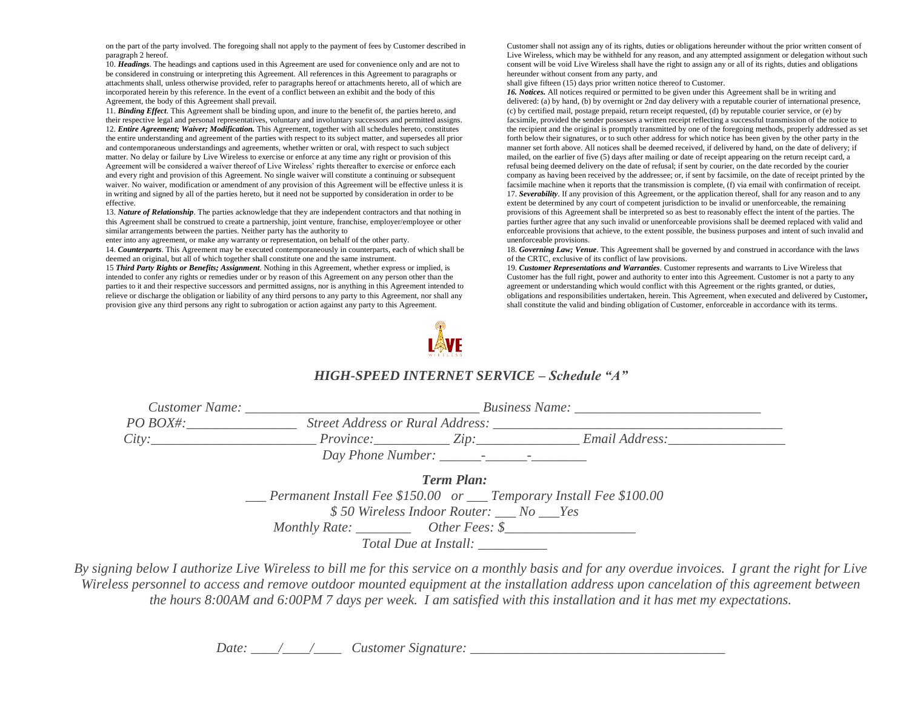on the part of the party involved. The foregoing shall not apply to the payment of fees by Customer described in paragraph 2 hereof.

10. ***Headings***. The headings and captions used in this Agreement are used for convenience only and are not to be considered in construing or interpreting this Agreement. All references in this Agreement to paragraphs or attachments shall, unless otherwise provided, refer to paragraphs hereof or attachments hereto, all of which are incorporated herein by this reference. In the event of a conflict between an exhibit and the body of this Agreement, the body of this Agreement shall prevail.

11. ***Binding Effect***. This Agreement shall be binding upon, and inure to the benefit of, the parties hereto, and their respective legal and personal representatives, voluntary and involuntary successors and permitted assigns.

12. ***Entire Agreement; Waiver; Modification.*** This Agreement, together with all schedules hereto, constitutes the entire understanding and agreement of the parties with respect to its subject matter, and supersedes all prior and contemporaneous understandings and agreements, whether written or oral, with respect to such subject matter. No delay or failure by Live Wireless to exercise or enforce at any time any right or provision of this Agreement will be considered a waiver thereof of Live Wireless' rights thereafter to exercise or enforce each and every right and provision of this Agreement. No single waiver will constitute a continuing or subsequent waiver. No waiver, modification or amendment of any provision of this Agreement will be effective unless it is in writing and signed by all of the parties hereto, but it need not be supported by consideration in order to be effective.

13. ***Nature of Relationship***. The parties acknowledge that they are independent contractors and that nothing in this Agreement shall be construed to create a partnership, joint venture, franchise, employer/employee or other similar arrangements between the parties. Neither party has the authority to enter into any agreement, or make any warranty or representation, on behalf of the other party.

14. ***Counterparts***. This Agreement may be executed contemporaneously in counterparts, each of which shall be deemed an original, but all of which together shall constitute one and the same instrument.

15 ***Third Party Rights or Benefits; Assignment***. Nothing in this Agreement, whether express or implied, is intended to confer any rights or remedies under or by reason of this Agreement on any person other than the parties to it and their respective successors and permitted assigns, nor is anything in this Agreement intended to relieve or discharge the obligation or liability of any third persons to any party to this Agreement, nor shall any provision give any third persons any right to subrogation or action against any party to this Agreement. Customer shall not assign any of its rights, duties or obligations hereunder without the prior written consent of Live Wireless, which may be withheld for any reason, and any attempted assignment or delegation without such consent will be void Live Wireless shall have the right to assign any or all of its rights, duties and obligations hereunder without consent from any party, and shall give fifteen (15) days prior written notice thereof to Customer.

***16. Notices.*** All notices required or permitted to be given under this Agreement shall be in writing and delivered: (a) by hand, (b) by overnight or 2nd day delivery with a reputable courier of international presence, (c) by certified mail, postage prepaid, return receipt requested, (d) by reputable courier service, or (e) by facsimile, provided the sender possesses a written receipt reflecting a successful transmission of the notice to the recipient and the original is promptly transmitted by one of the foregoing methods, properly addressed as set forth below their signatures, or to such other address for which notice has been given by the other party in the manner set forth above. All notices shall be deemed received, if delivered by hand, on the date of delivery; if mailed, on the earlier of five (5) days after mailing or date of receipt appearing on the return receipt card, a refusal being deemed delivery on the date of refusal; if sent by courier, on the date recorded by the courier company as having been received by the addressee; or, if sent by facsimile, on the date of receipt printed by the facsimile machine when it reports that the transmission is complete, (f) via email with confirmation of receipt.

17. ***Severability***. If any provision of this Agreement, or the application thereof, shall for any reason and to any extent be determined by any court of competent jurisdiction to be invalid or unenforceable, the remaining provisions of this Agreement shall be interpreted so as best to reasonably effect the intent of the parties. The parties further agree that any such invalid or unenforceable provisions shall be deemed replaced with valid and enforceable provisions that achieve, to the extent possible, the business purposes and intent of such invalid and unenforceable provisions.

18. ***Governing Law; Venue***. This Agreement shall be governed by and construed in accordance with the laws of the CRTC, exclusive of its conflict of law provisions.

19. ***Customer Representations and Warranties***. Customer represents and warrants to Live Wireless that Customer has the full right, power and authority to enter into this Agreement. Customer is not a party to any agreement or understanding which would conflict with this Agreement or the rights granted, or duties, obligations and responsibilities undertaken, herein. This Agreement, when executed and delivered by Customer**,** shall constitute the valid and binding obligation of Customer, enforceable in accordance with its terms.

LIVE WIRELESS

## *HIGH-SPEED INTERNET SERVICE – Schedule "A"*

*Customer Name: _________________________________ Business Name: ___________________________*

*PO BOX#:________________ Street Address or Rural Address: __________________________________________*

*City:________________________ Province:___________ Zip:_______________ Email Address:_________________*

*Day Phone Number: ______-______-________*

***Term Plan:***

*___ Permanent Install Fee $150.00 or ___ Temporary Install Fee $100.00*

*$ 50 Wireless Indoor Router: ___ No ___Yes*

*Monthly Rate: ________ Other Fees: $___________________*

*Total Due at Install: __________*

*By signing below I authorize Live Wireless to bill me for this service on a monthly basis and for any overdue invoices. I grant the right for Live Wireless personnel to access and remove outdoor mounted equipment at the installation address upon cancelation of this agreement between the hours 8:00AM and 6:00PM 7 days per week. I am satisfied with this installation and it has met my expectations.*

*Date: ____/____/____ Customer Signature: _____________________________________*